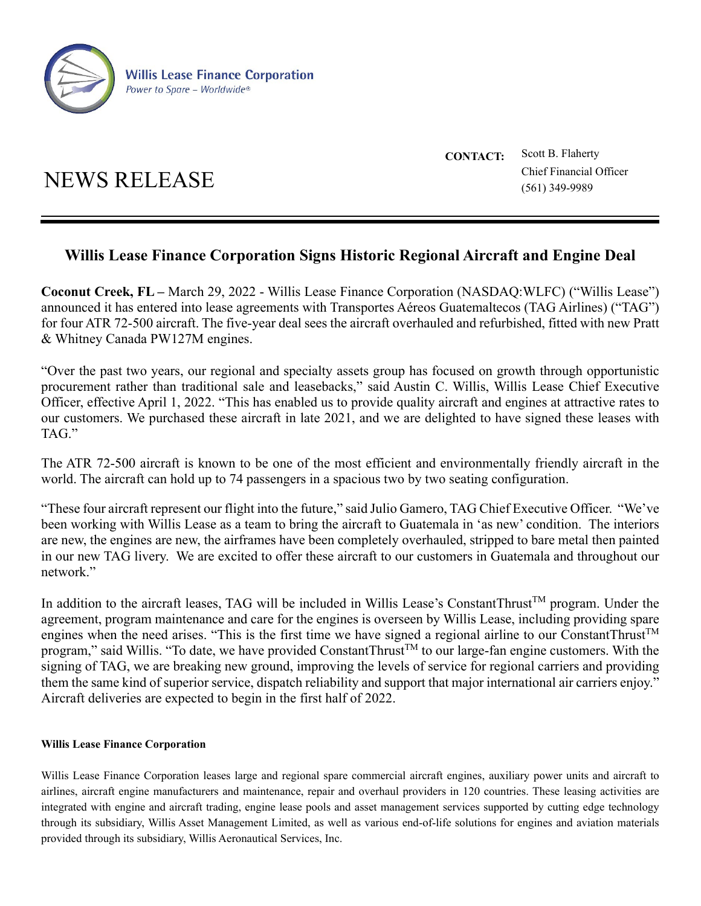Willis Lease Finance Corporation
*Power to Spare – Worldwide®*

# NEWS RELEASE

**CONTACT:** Scott B. Flaherty
Chief Financial Officer
(561) 349-9989

## Willis Lease Finance Corporation Signs Historic Regional Aircraft and Engine Deal

**Coconut Creek, FL –** March 29, 2022 - Willis Lease Finance Corporation (NASDAQ:WLFC) ("Willis Lease") announced it has entered into lease agreements with Transportes Aéreos Guatemaltecos (TAG Airlines) ("TAG") for four ATR 72-500 aircraft. The five-year deal sees the aircraft overhauled and refurbished, fitted with new Pratt & Whitney Canada PW127M engines.

"Over the past two years, our regional and specialty assets group has focused on growth through opportunistic procurement rather than traditional sale and leasebacks," said Austin C. Willis, Willis Lease Chief Executive Officer, effective April 1, 2022. "This has enabled us to provide quality aircraft and engines at attractive rates to our customers. We purchased these aircraft in late 2021, and we are delighted to have signed these leases with TAG."

The ATR 72-500 aircraft is known to be one of the most efficient and environmentally friendly aircraft in the world. The aircraft can hold up to 74 passengers in a spacious two by two seating configuration.

"These four aircraft represent our flight into the future," said Julio Gamero, TAG Chief Executive Officer. "We've been working with Willis Lease as a team to bring the aircraft to Guatemala in 'as new' condition. The interiors are new, the engines are new, the airframes have been completely overhauled, stripped to bare metal then painted in our new TAG livery. We are excited to offer these aircraft to our customers in Guatemala and throughout our network."

In addition to the aircraft leases, TAG will be included in Willis Lease's ConstantThrust™ program. Under the agreement, program maintenance and care for the engines is overseen by Willis Lease, including providing spare engines when the need arises. "This is the first time we have signed a regional airline to our ConstantThrust™ program," said Willis. "To date, we have provided ConstantThrust™ to our large-fan engine customers. With the signing of TAG, we are breaking new ground, improving the levels of service for regional carriers and providing them the same kind of superior service, dispatch reliability and support that major international air carriers enjoy." Aircraft deliveries are expected to begin in the first half of 2022.

**Willis Lease Finance Corporation**

Willis Lease Finance Corporation leases large and regional spare commercial aircraft engines, auxiliary power units and aircraft to airlines, aircraft engine manufacturers and maintenance, repair and overhaul providers in 120 countries. These leasing activities are integrated with engine and aircraft trading, engine lease pools and asset management services supported by cutting edge technology through its subsidiary, Willis Asset Management Limited, as well as various end-of-life solutions for engines and aviation materials provided through its subsidiary, Willis Aeronautical Services, Inc.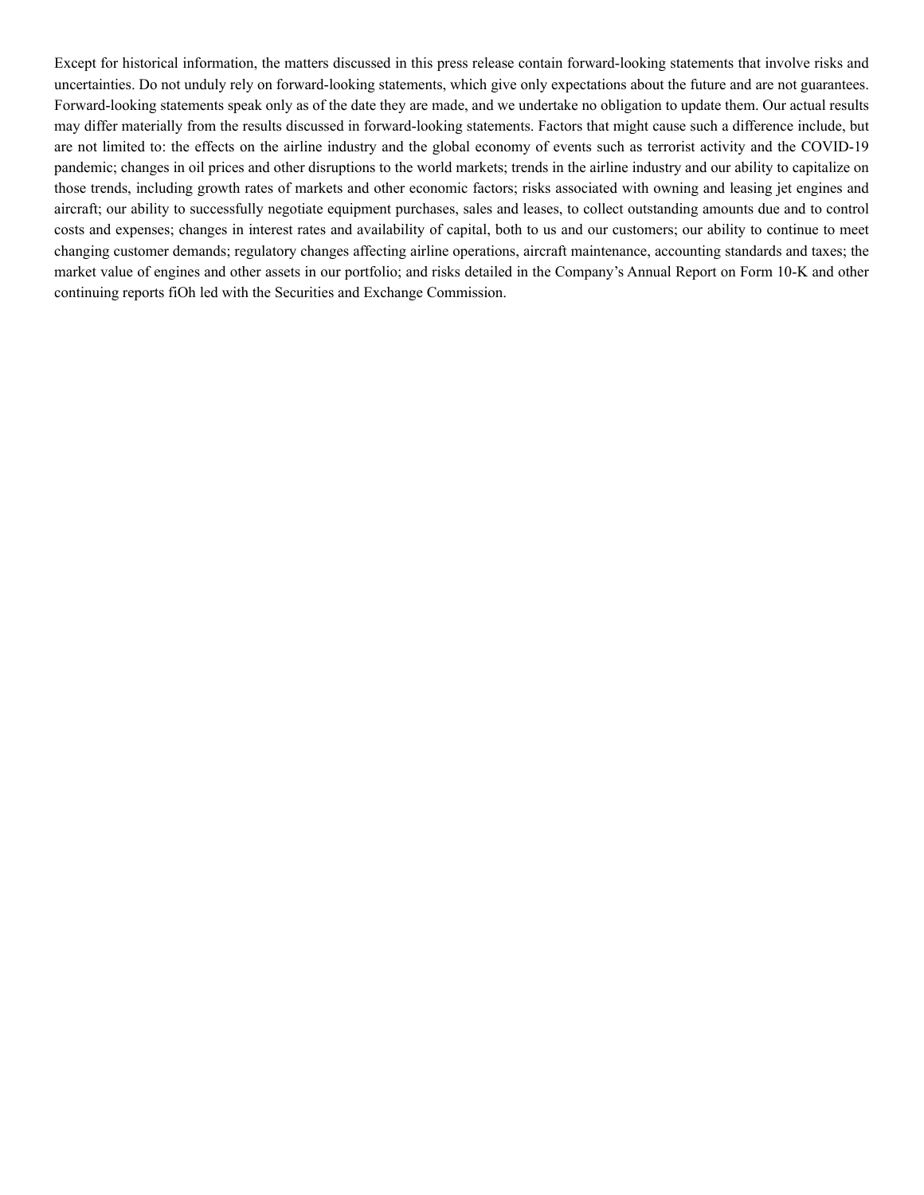Except for historical information, the matters discussed in this press release contain forward-looking statements that involve risks and uncertainties. Do not unduly rely on forward-looking statements, which give only expectations about the future and are not guarantees. Forward-looking statements speak only as of the date they are made, and we undertake no obligation to update them. Our actual results may differ materially from the results discussed in forward-looking statements. Factors that might cause such a difference include, but are not limited to: the effects on the airline industry and the global economy of events such as terrorist activity and the COVID-19 pandemic; changes in oil prices and other disruptions to the world markets; trends in the airline industry and our ability to capitalize on those trends, including growth rates of markets and other economic factors; risks associated with owning and leasing jet engines and aircraft; our ability to successfully negotiate equipment purchases, sales and leases, to collect outstanding amounts due and to control costs and expenses; changes in interest rates and availability of capital, both to us and our customers; our ability to continue to meet changing customer demands; regulatory changes affecting airline operations, aircraft maintenance, accounting standards and taxes; the market value of engines and other assets in our portfolio; and risks detailed in the Company's Annual Report on Form 10-K and other continuing reports fiOh led with the Securities and Exchange Commission.